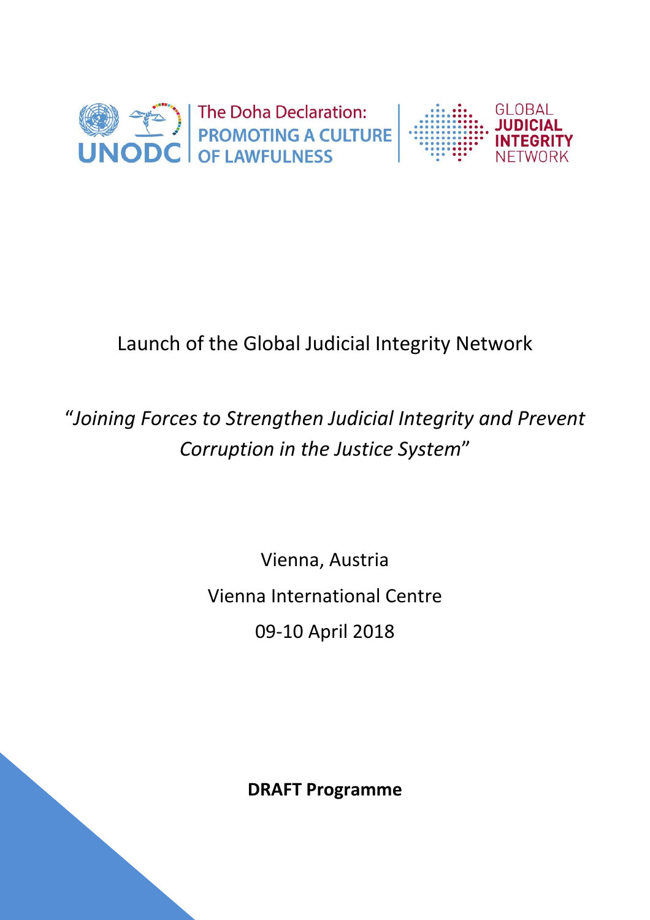UNODC | The Doha Declaration: PROMOTING A CULTURE OF LAWFULNESS | GLOBAL JUDICIAL INTEGRITY NETWORK

# Launch of the Global Judicial Integrity Network

## *"Joining Forces to Strengthen Judicial Integrity and Prevent Corruption in the Justice System"*

Vienna, Austria

Vienna International Centre

09-10 April 2018

**DRAFT Programme**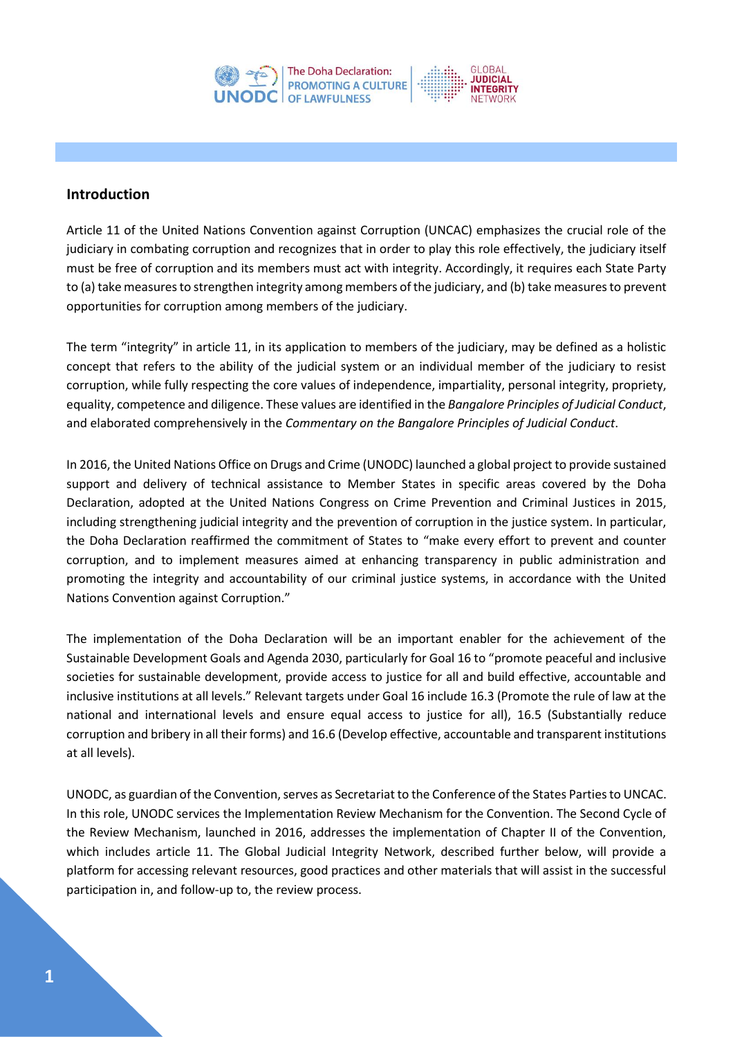## Introduction

Article 11 of the United Nations Convention against Corruption (UNCAC) emphasizes the crucial role of the judiciary in combating corruption and recognizes that in order to play this role effectively, the judiciary itself must be free of corruption and its members must act with integrity. Accordingly, it requires each State Party to (a) take measures to strengthen integrity among members of the judiciary, and (b) take measures to prevent opportunities for corruption among members of the judiciary.

The term "integrity" in article 11, in its application to members of the judiciary, may be defined as a holistic concept that refers to the ability of the judicial system or an individual member of the judiciary to resist corruption, while fully respecting the core values of independence, impartiality, personal integrity, propriety, equality, competence and diligence. These values are identified in the *Bangalore Principles of Judicial Conduct*, and elaborated comprehensively in the *Commentary on the Bangalore Principles of Judicial Conduct*.

In 2016, the United Nations Office on Drugs and Crime (UNODC) launched a global project to provide sustained support and delivery of technical assistance to Member States in specific areas covered by the Doha Declaration, adopted at the United Nations Congress on Crime Prevention and Criminal Justices in 2015, including strengthening judicial integrity and the prevention of corruption in the justice system. In particular, the Doha Declaration reaffirmed the commitment of States to "make every effort to prevent and counter corruption, and to implement measures aimed at enhancing transparency in public administration and promoting the integrity and accountability of our criminal justice systems, in accordance with the United Nations Convention against Corruption."

The implementation of the Doha Declaration will be an important enabler for the achievement of the Sustainable Development Goals and Agenda 2030, particularly for Goal 16 to "promote peaceful and inclusive societies for sustainable development, provide access to justice for all and build effective, accountable and inclusive institutions at all levels." Relevant targets under Goal 16 include 16.3 (Promote the rule of law at the national and international levels and ensure equal access to justice for all), 16.5 (Substantially reduce corruption and bribery in all their forms) and 16.6 (Develop effective, accountable and transparent institutions at all levels).

UNODC, as guardian of the Convention, serves as Secretariat to the Conference of the States Parties to UNCAC. In this role, UNODC services the Implementation Review Mechanism for the Convention. The Second Cycle of the Review Mechanism, launched in 2016, addresses the implementation of Chapter II of the Convention, which includes article 11. The Global Judicial Integrity Network, described further below, will provide a platform for accessing relevant resources, good practices and other materials that will assist in the successful participation in, and follow-up to, the review process.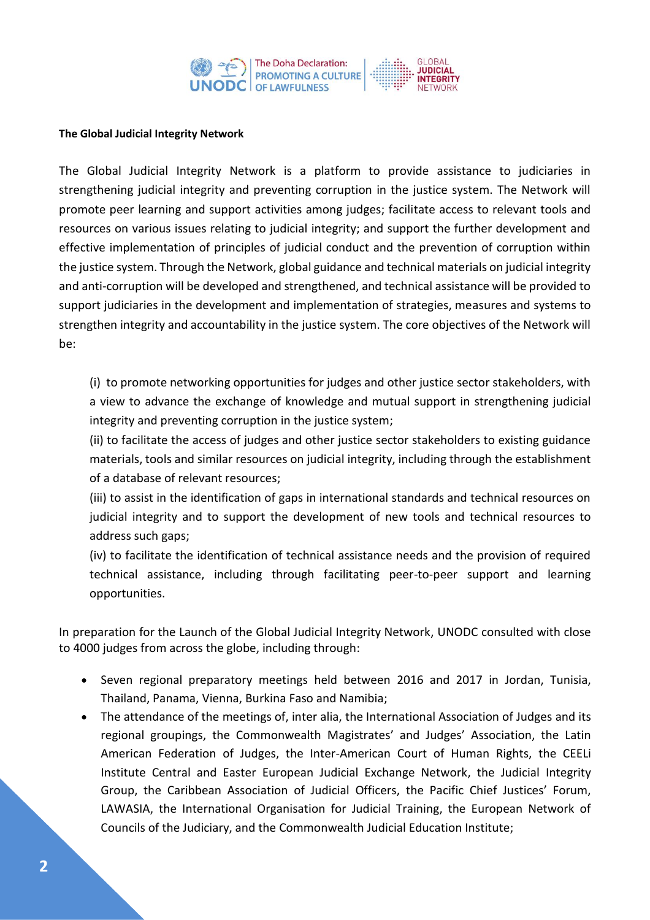**The Global Judicial Integrity Network**

The Global Judicial Integrity Network is a platform to provide assistance to judiciaries in strengthening judicial integrity and preventing corruption in the justice system. The Network will promote peer learning and support activities among judges; facilitate access to relevant tools and resources on various issues relating to judicial integrity; and support the further development and effective implementation of principles of judicial conduct and the prevention of corruption within the justice system. Through the Network, global guidance and technical materials on judicial integrity and anti-corruption will be developed and strengthened, and technical assistance will be provided to support judiciaries in the development and implementation of strategies, measures and systems to strengthen integrity and accountability in the justice system. The core objectives of the Network will be:

(i) to promote networking opportunities for judges and other justice sector stakeholders, with a view to advance the exchange of knowledge and mutual support in strengthening judicial integrity and preventing corruption in the justice system;
(ii) to facilitate the access of judges and other justice sector stakeholders to existing guidance materials, tools and similar resources on judicial integrity, including through the establishment of a database of relevant resources;
(iii) to assist in the identification of gaps in international standards and technical resources on judicial integrity and to support the development of new tools and technical resources to address such gaps;
(iv) to facilitate the identification of technical assistance needs and the provision of required technical assistance, including through facilitating peer-to-peer support and learning opportunities.

In preparation for the Launch of the Global Judicial Integrity Network, UNODC consulted with close to 4000 judges from across the globe, including through:

- Seven regional preparatory meetings held between 2016 and 2017 in Jordan, Tunisia, Thailand, Panama, Vienna, Burkina Faso and Namibia;
- The attendance of the meetings of, inter alia, the International Association of Judges and its regional groupings, the Commonwealth Magistrates' and Judges' Association, the Latin American Federation of Judges, the Inter-American Court of Human Rights, the CEELi Institute Central and Easter European Judicial Exchange Network, the Judicial Integrity Group, the Caribbean Association of Judicial Officers, the Pacific Chief Justices' Forum, LAWASIA, the International Organisation for Judicial Training, the European Network of Councils of the Judiciary, and the Commonwealth Judicial Education Institute;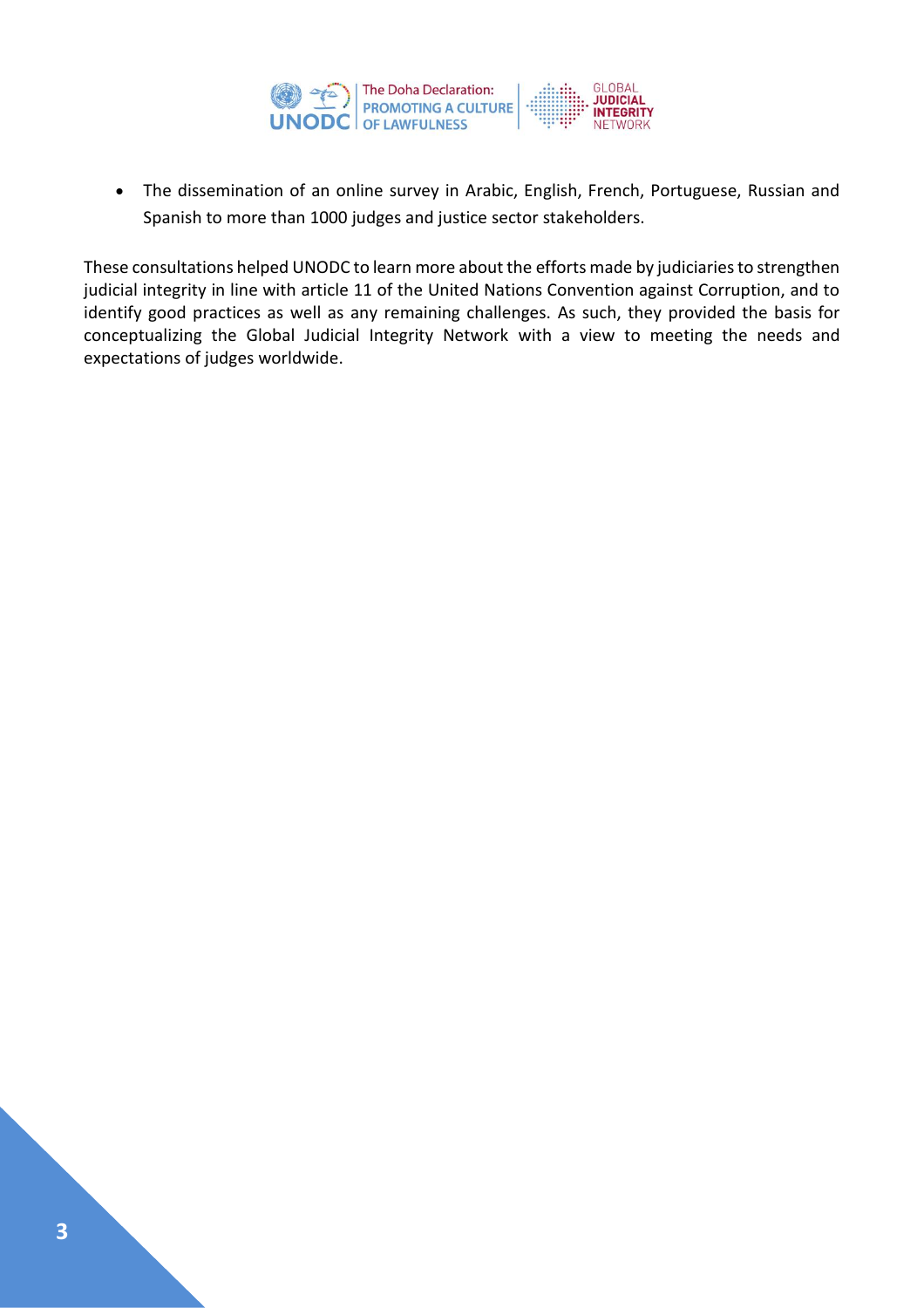- The dissemination of an online survey in Arabic, English, French, Portuguese, Russian and Spanish to more than 1000 judges and justice sector stakeholders.

These consultations helped UNODC to learn more about the efforts made by judiciaries to strengthen judicial integrity in line with article 11 of the United Nations Convention against Corruption, and to identify good practices as well as any remaining challenges. As such, they provided the basis for conceptualizing the Global Judicial Integrity Network with a view to meeting the needs and expectations of judges worldwide.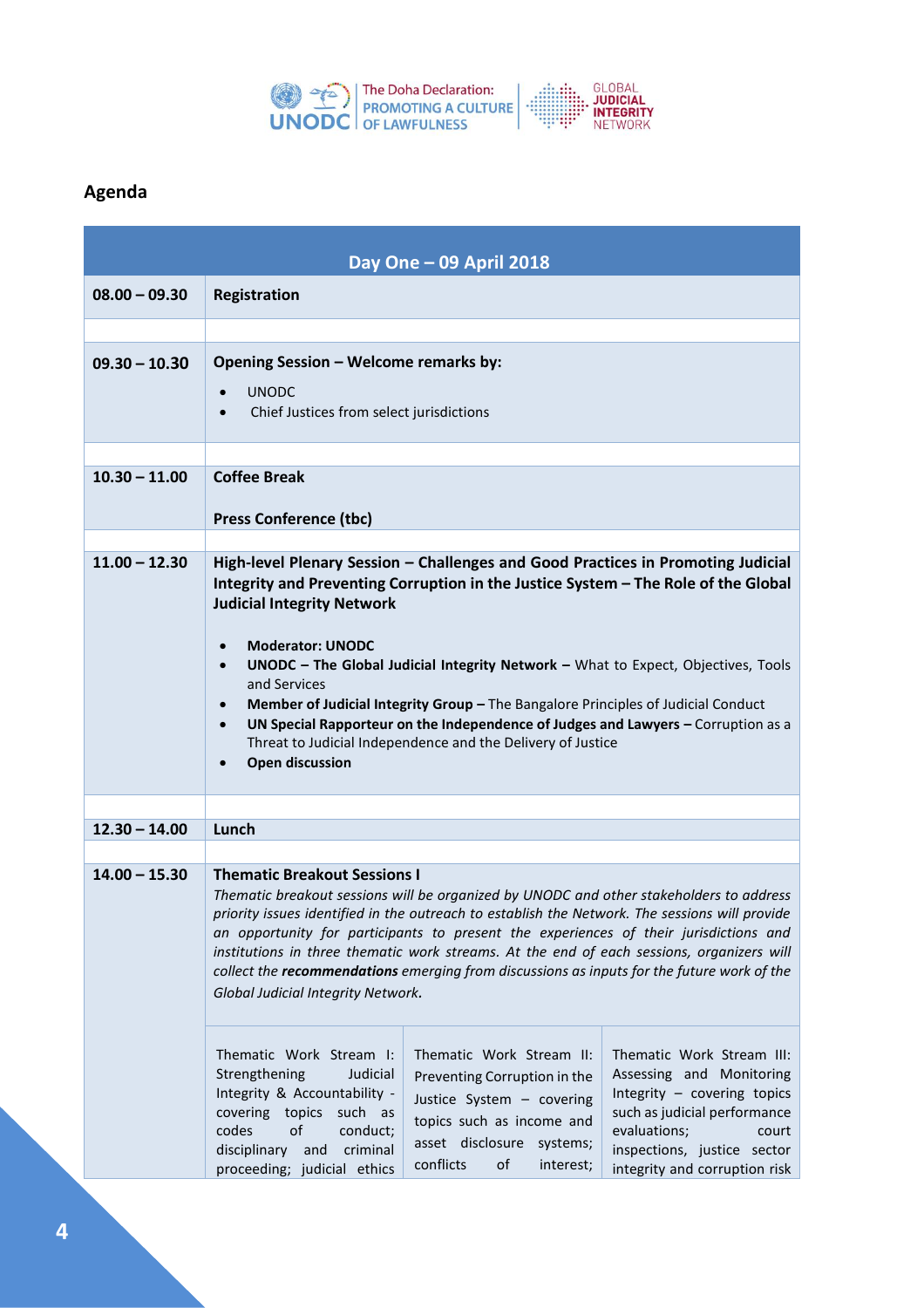## Agenda

| Day One – 09 April 2018 | |
|---|---|
| **08.00 – 09.30** | **Registration** |
| | |
| **09.30 – 10.30** | **Opening Session – Welcome remarks by:**<br>• UNODC<br>• Chief Justices from select jurisdictions |
| | |
| **10.30 – 11.00** | **Coffee Break**<br><br>**Press Conference (tbc)** |
| | |
| **11.00 – 12.30** | **High-level Plenary Session – Challenges and Good Practices in Promoting Judicial Integrity and Preventing Corruption in the Justice System – The Role of the Global Judicial Integrity Network**<br><br>• **Moderator: UNODC**<br>• **UNODC – The Global Judicial Integrity Network –** What to Expect, Objectives, Tools and Services<br>• **Member of Judicial Integrity Group –** The Bangalore Principles of Judicial Conduct<br>• **UN Special Rapporteur on the Independence of Judges and Lawyers –** Corruption as a Threat to Judicial Independence and the Delivery of Justice<br>• **Open discussion** |
| | |
| **12.30 – 14.00** | **Lunch** |
| | |
| **14.00 – 15.30** | **Thematic Breakout Sessions I**<br>*Thematic breakout sessions will be organized by UNODC and other stakeholders to address priority issues identified in the outreach to establish the Network. The sessions will provide an opportunity for participants to present the experiences of their jurisdictions and institutions in three thematic work streams. At the end of each sessions, organizers will collect the* ***recommendations*** *emerging from discussions as inputs for the future work of the Global Judicial Integrity Network.*<br><br>Thematic Work Stream I: Strengthening Judicial Integrity & Accountability - covering topics such as codes of conduct; disciplinary and criminal proceeding; judicial ethics<br><br>Thematic Work Stream II: Preventing Corruption in the Justice System – covering topics such as income and asset disclosure systems; conflicts of interest;<br><br>Thematic Work Stream III: Assessing and Monitoring Integrity – covering topics such as judicial performance evaluations; court inspections, justice sector integrity and corruption risk |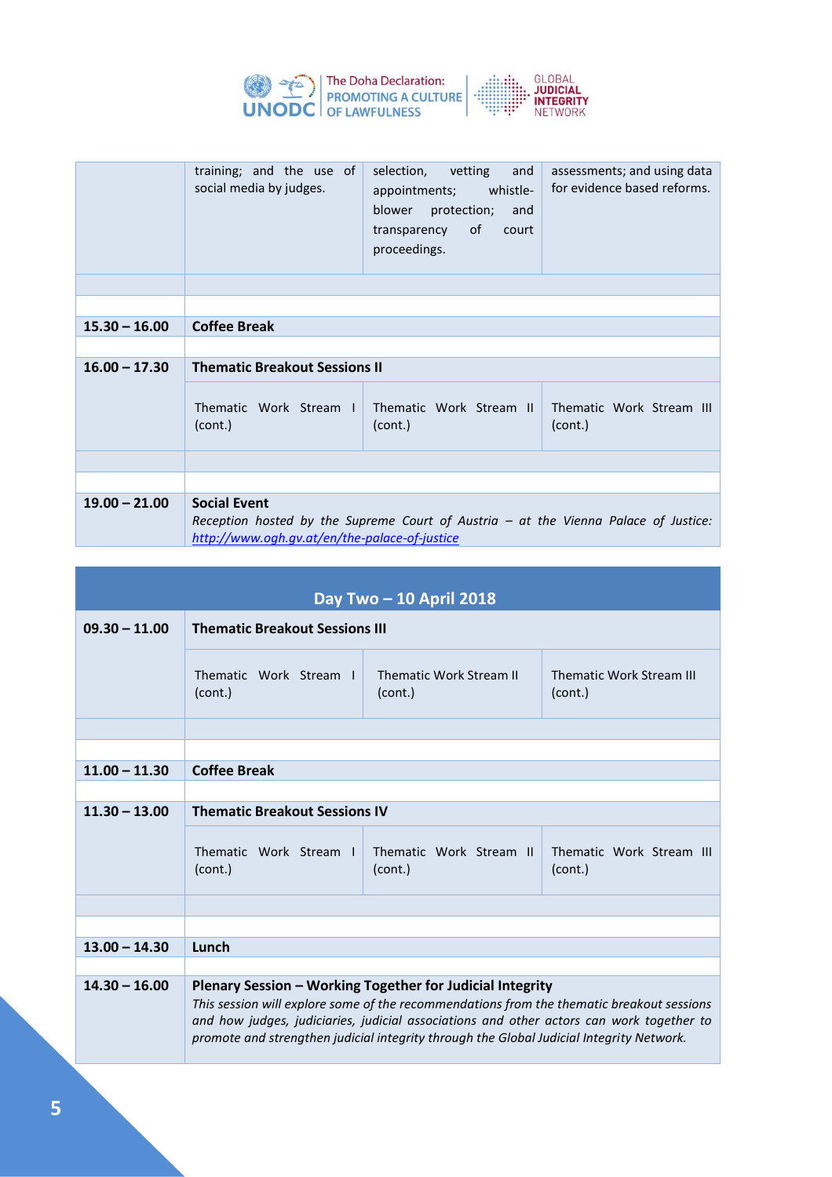| | | | |
|---|---|---|---|
| | training; and the use of social media by judges. | selection, vetting and appointments; whistle-blower protection; and transparency of court proceedings. | assessments; and using data for evidence based reforms. |
| | | | |
| | | | |
| **15.30 – 16.00** | **Coffee Break** | | |
| | | | |
| **16.00 – 17.30** | **Thematic Breakout Sessions II** | | |
| | Thematic Work Stream I (cont.) | Thematic Work Stream II (cont.) | Thematic Work Stream III (cont.) |
| | | | |
| | | | |
| **19.00 – 21.00** | **Social Event**<br>*Reception hosted by the Supreme Court of Austria – at the Vienna Palace of Justice: http://www.ogh.gv.at/en/the-palace-of-justice* | | |

| **Day Two – 10 April 2018** | | | |
|---|---|---|---|
| **09.30 – 11.00** | **Thematic Breakout Sessions III** | | |
| | Thematic Work Stream I (cont.) | Thematic Work Stream II (cont.) | Thematic Work Stream III (cont.) |
| | | | |
| | | | |
| **11.00 – 11.30** | **Coffee Break** | | |
| | | | |
| **11.30 – 13.00** | **Thematic Breakout Sessions IV** | | |
| | Thematic Work Stream I (cont.) | Thematic Work Stream II (cont.) | Thematic Work Stream III (cont.) |
| | | | |
| | | | |
| **13.00 – 14.30** | **Lunch** | | |
| | | | |
| **14.30 – 16.00** | **Plenary Session – Working Together for Judicial Integrity**<br>*This session will explore some of the recommendations from the thematic breakout sessions and how judges, judiciaries, judicial associations and other actors can work together to promote and strengthen judicial integrity through the Global Judicial Integrity Network.* | | |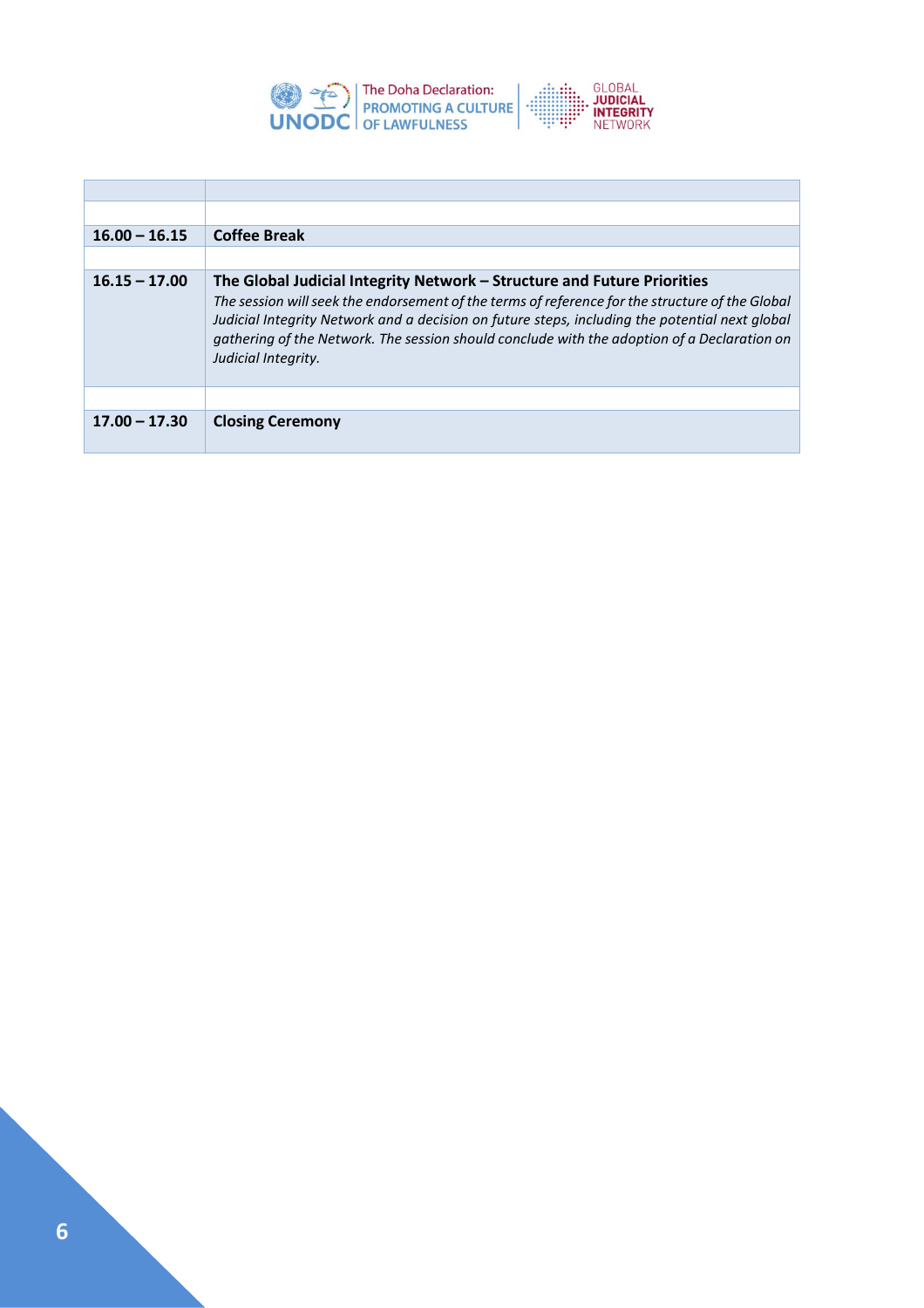| | |
|---|---|
| | |
| **16.00 – 16.15** | **Coffee Break** |
| | |
| **16.15 – 17.00** | **The Global Judicial Integrity Network – Structure and Future Priorities**<br>*The session will seek the endorsement of the terms of reference for the structure of the Global Judicial Integrity Network and a decision on future steps, including the potential next global gathering of the Network. The session should conclude with the adoption of a Declaration on Judicial Integrity.* |
| | |
| **17.00 – 17.30** | **Closing Ceremony** |